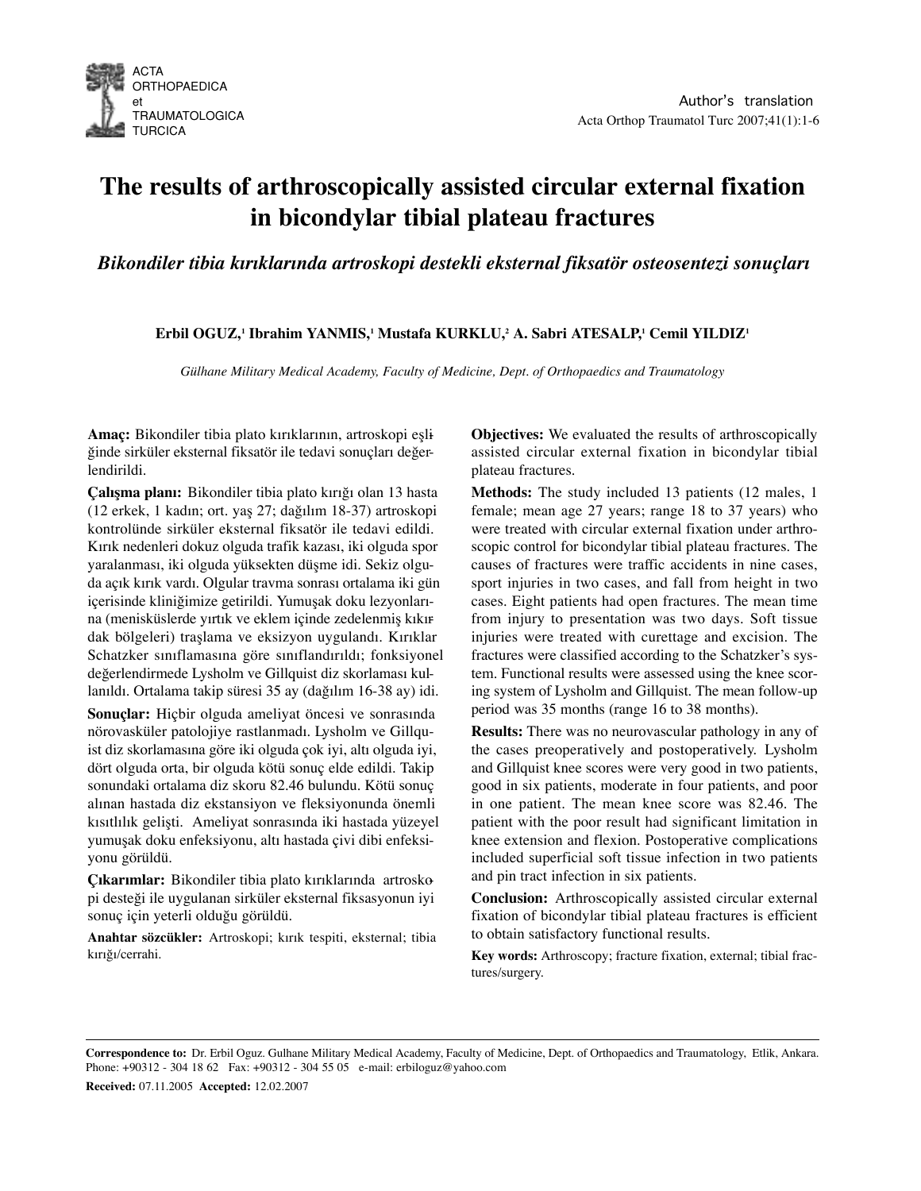# The results of arthroscopically assisted circular external fixation in bicondylar tibial plateau fractures

*Bikondiler tibia kırıklarında artroskopi destekli eksternal fiksatör osteosentezi sonuçları*

**Erbil OGUZ,[1] Ibrahim YANMIS,[1] Mustafa KURKLU,[2] A. Sabri ATESALP,[1] Cemil YILDIZ[1]**

*Gülhane Military Medical Academy, Faculty of Medicine, Dept. of Orthopaedics and Traumatology*

**Amaç:** Bikondiler tibia plato kırıklarının, artroskopi eşliğinde sirküler eksternal fiksatör ile tedavi sonuçları değerlendirildi.

**Çalışma planı:** Bikondiler tibia plato kırığı olan 13 hasta (12 erkek, 1 kadın; ort. yaş 27; dağılım 18-37) artroskopi kontrolünde sirküler eksternal fiksatör ile tedavi edildi. Kırık nedenleri dokuz olguda trafik kazası, iki olguda spor yaralanması, iki olguda yüksekten düşme idi. Sekiz olguda açık kırık vardı. Olgular travma sonrası ortalama iki gün içerisinde kliniğimize getirildi. Yumuşak doku lezyonlarına (menisküslerde yırtık ve eklem içinde zedelenmiş kıkırdak bölgeleri) traşlama ve eksizyon uygulandı. Kırıklar Schatzker sınıflamasına göre sınıflandırıldı; fonksiyonel değerlendirmede Lysholm ve Gillquist diz skorlaması kullanıldı. Ortalama takip süresi 35 ay (dağılım 16-38 ay) idi.

**Sonuçlar:** Hiçbir olguda ameliyat öncesi ve sonrasında nörovasküler patolojiye rastlanmadı. Lysholm ve Gillquist diz skorlamasına göre iki olguda çok iyi, altı olguda iyi, dört olguda orta, bir olguda kötü sonuç elde edildi. Takip sonundaki ortalama diz skoru 82.46 bulundu. Kötü sonuç alınan hastada diz ekstansiyon ve fleksiyonunda önemli kısıtlılık gelişti. Ameliyat sonrasında iki hastada yüzeyel yumuşak doku enfeksiyonu, altı hastada çivi dibi enfeksiyonu görüldü.

**Çıkarımlar:** Bikondiler tibia plato kırıklarında artroskopi desteği ile uygulanan sirküler eksternal fiksasyonun iyi sonuç için yeterli olduğu görüldü.

**Anahtar sözcükler:** Artroskopi; kırık tespiti, eksternal; tibia kırığı/cerrahi.

**Objectives:** We evaluated the results of arthroscopically assisted circular external fixation in bicondylar tibial plateau fractures.

**Methods:** The study included 13 patients (12 males, 1 female; mean age 27 years; range 18 to 37 years) who were treated with circular external fixation under arthroscopic control for bicondylar tibial plateau fractures. The causes of fractures were traffic accidents in nine cases, sport injuries in two cases, and fall from height in two cases. Eight patients had open fractures. The mean time from injury to presentation was two days. Soft tissue injuries were treated with curettage and excision. The fractures were classified according to the Schatzker's system. Functional results were assessed using the knee scoring system of Lysholm and Gillquist. The mean follow-up period was 35 months (range 16 to 38 months).

**Results:** There was no neurovascular pathology in any of the cases preoperatively and postoperatively. Lysholm and Gillquist knee scores were very good in two patients, good in six patients, moderate in four patients, and poor in one patient. The mean knee score was 82.46. The patient with the poor result had significant limitation in knee extension and flexion. Postoperative complications included superficial soft tissue infection in two patients and pin tract infection in six patients.

**Conclusion:** Arthroscopically assisted circular external fixation of bicondylar tibial plateau fractures is efficient to obtain satisfactory functional results.

**Key words:** Arthroscopy; fracture fixation, external; tibial fractures/surgery.

---

**Correspondence to:** Dr. Erbil Oguz. Gulhane Military Medical Academy, Faculty of Medicine, Dept. of Orthopaedics and Traumatology, Etlik, Ankara. Phone: +90312 - 304 18 62 Fax: +90312 - 304 55 05 e-mail: erbiloguz@yahoo.com

**Received:** 07.11.2005 **Accepted:** 12.02.2007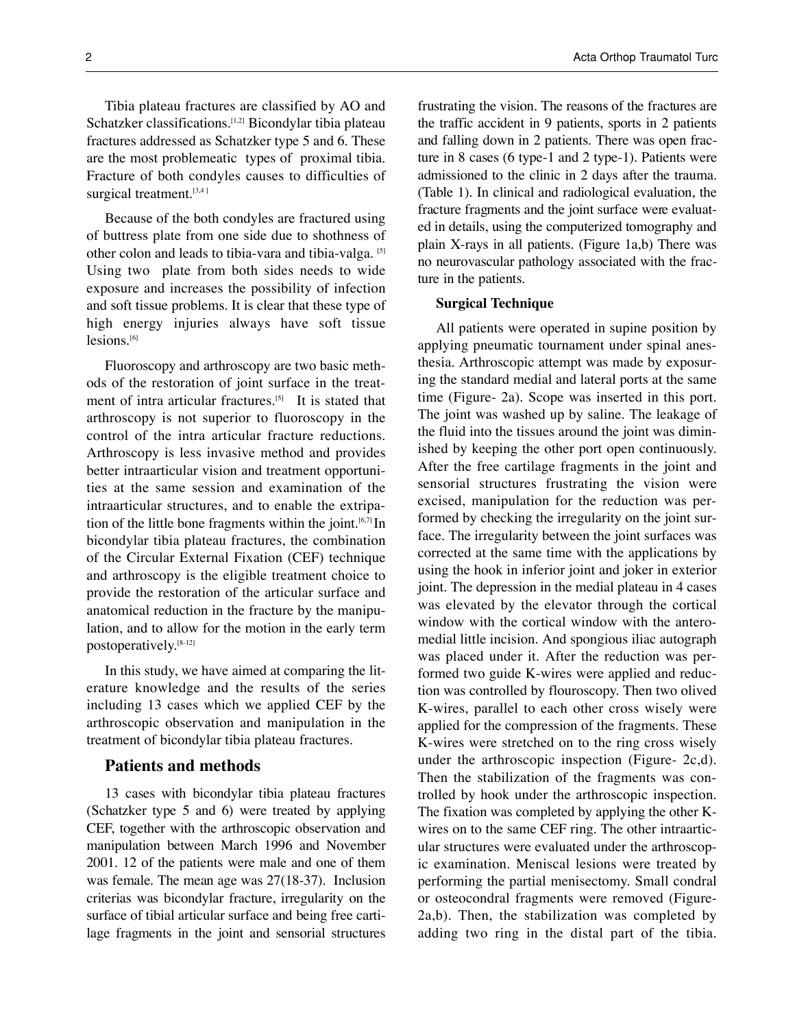Tibia plateau fractures are classified by AO and Schatzker classifications.[1,2] Bicondylar tibia plateau fractures addressed as Schatzker type 5 and 6. These are the most problemeatic types of proximal tibia. Fracture of both condyles causes to difficulties of surgical treatment.[3,4]

Because of the both condyles are fractured using of buttress plate from one side due to shothness of other colon and leads to tibia-vara and tibia-valga. [5] Using two plate from both sides needs to wide exposure and increases the possibility of infection and soft tissue problems. It is clear that these type of high energy injuries always have soft tissue lesions.[6]

Fluoroscopy and arthroscopy are two basic methods of the restoration of joint surface in the treatment of intra articular fractures.[5] It is stated that arthroscopy is not superior to fluoroscopy in the control of the intra articular fracture reductions. Arthroscopy is less invasive method and provides better intraarticular vision and treatment opportunities at the same session and examination of the intraarticular structures, and to enable the extripation of the little bone fragments within the joint.[6,7] In bicondylar tibia plateau fractures, the combination of the Circular External Fixation (CEF) technique and arthroscopy is the eligible treatment choice to provide the restoration of the articular surface and anatomical reduction in the fracture by the manipulation, and to allow for the motion in the early term postoperatively.[8-12]

In this study, we have aimed at comparing the literature knowledge and the results of the series including 13 cases which we applied CEF by the arthroscopic observation and manipulation in the treatment of bicondylar tibia plateau fractures.

## Patients and methods

13 cases with bicondylar tibia plateau fractures (Schatzker type 5 and 6) were treated by applying CEF, together with the arthroscopic observation and manipulation between March 1996 and November 2001. 12 of the patients were male and one of them was female. The mean age was 27(18-37). Inclusion criterias was bicondylar fracture, irregularity on the surface of tibial articular surface and being free cartilage fragments in the joint and sensorial structures frustrating the vision. The reasons of the fractures are the traffic accident in 9 patients, sports in 2 patients and falling down in 2 patients. There was open fracture in 8 cases (6 type-1 and 2 type-1). Patients were admissioned to the clinic in 2 days after the trauma. (Table 1). In clinical and radiological evaluation, the fracture fragments and the joint surface were evaluated in details, using the computerized tomography and plain X-rays in all patients. (Figure 1a,b) There was no neurovascular pathology associated with the fracture in the patients.

### Surgical Technique

All patients were operated in supine position by applying pneumatic tournament under spinal anesthesia. Arthroscopic attempt was made by exposuring the standard medial and lateral ports at the same time (Figure- 2a). Scope was inserted in this port. The joint was washed up by saline. The leakage of the fluid into the tissues around the joint was diminished by keeping the other port open continuously. After the free cartilage fragments in the joint and sensorial structures frustrating the vision were excised, manipulation for the reduction was performed by checking the irregularity on the joint surface. The irregularity between the joint surfaces was corrected at the same time with the applications by using the hook in inferior joint and joker in exterior joint. The depression in the medial plateau in 4 cases was elevated by the elevator through the cortical window with the cortical window with the anteromedial little incision. And spongious iliac autograph was placed under it. After the reduction was performed two guide K-wires were applied and reduction was controlled by flouroscopy. Then two olived K-wires, parallel to each other cross wisely were applied for the compression of the fragments. These K-wires were stretched on to the ring cross wisely under the arthroscopic inspection (Figure- 2c,d). Then the stabilization of the fragments was controlled by hook under the arthroscopic inspection. The fixation was completed by applying the other K-wires on to the same CEF ring. The other intraarticular structures were evaluated under the arthroscopic examination. Meniscal lesions were treated by performing the partial menisectomy. Small condral or osteocondral fragments were removed (Figure- 2a,b). Then, the stabilization was completed by adding two ring in the distal part of the tibia.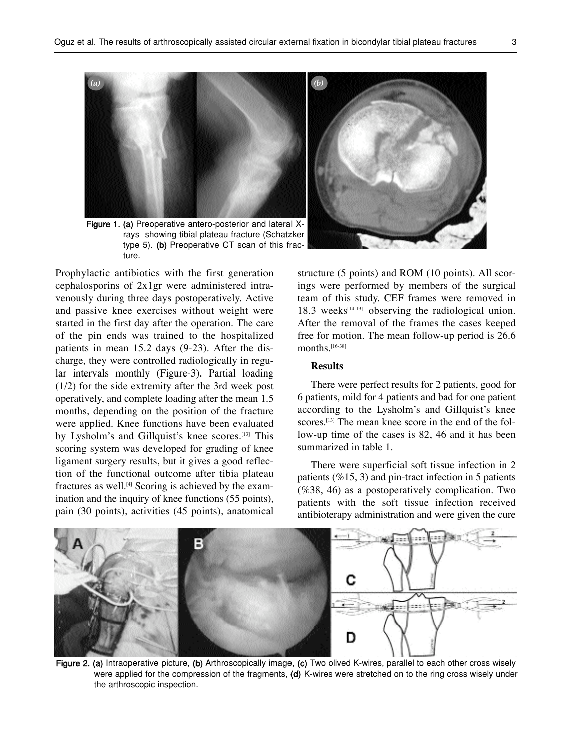Figure 1. (a) Preoperative antero-posterior and lateral X-rays showing tibial plateau fracture (Schatzker type 5). (b) Preoperative CT scan of this fracture.

Prophylactic antibiotics with the first generation cephalosporins of 2x1gr were administered intravenously during three days postoperatively. Active and passive knee exercises without weight were started in the first day after the operation. The care of the pin ends was trained to the hospitalized patients in mean 15.2 days (9-23). After the discharge, they were controlled radiologically in regular intervals monthly (Figure-3). Partial loading (1/2) for the side extremity after the 3rd week post operatively, and complete loading after the mean 1.5 months, depending on the position of the fracture were applied. Knee functions have been evaluated by Lysholm's and Gillquist's knee scores.[13] This scoring system was developed for grading of knee ligament surgery results, but it gives a good reflection of the functional outcome after tibia plateau fractures as well.[4] Scoring is achieved by the examination and the inquiry of knee functions (55 points), pain (30 points), activities (45 points), anatomical structure (5 points) and ROM (10 points). All scorings were performed by members of the surgical team of this study. CEF frames were removed in 18.3 weeks[14-19] observing the radiological union. After the removal of the frames the cases keeped free for motion. The mean follow-up period is 26.6 months.[16-38]

## Results

There were perfect results for 2 patients, good for 6 patients, mild for 4 patients and bad for one patient according to the Lysholm's and Gillquist's knee scores.[13] The mean knee score in the end of the follow-up time of the cases is 82, 46 and it has been summarized in table 1.

There were superficial soft tissue infection in 2 patients (%15, 3) and pin-tract infection in 5 patients (%38, 46) as a postoperatively complication. Two patients with the soft tissue infection received antibioterapy administration and were given the cure

Figure 2. (a) Intraoperative picture, (b) Arthroscopically image, (c) Two olived K-wires, parallel to each other cross wisely were applied for the compression of the fragments, (d) K-wires were stretched on to the ring cross wisely under the arthroscopic inspection.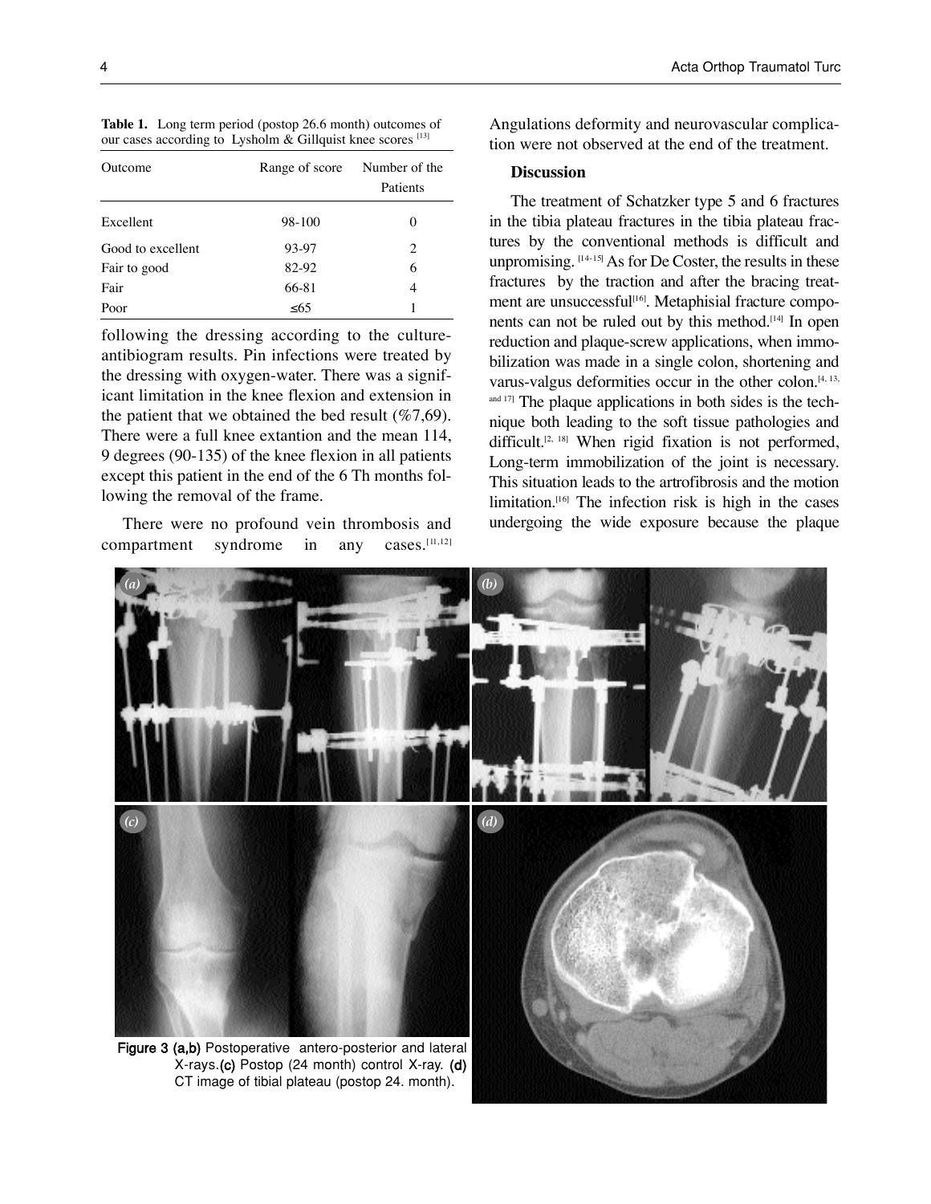**Table 1.** Long term period (postop 26.6 month) outcomes of our cases according to Lysholm & Gillquist knee scores [13]

| Outcome | Range of score | Number of the Patients |
|---|---|---|
| Excellent | 98-100 | 0 |
| Good to excellent | 93-97 | 2 |
| Fair to good | 82-92 | 6 |
| Fair | 66-81 | 4 |
| Poor | ≤65 | 1 |

following the dressing according to the culture-antibiogram results. Pin infections were treated by the dressing with oxygen-water. There was a significant limitation in the knee flexion and extension in the patient that we obtained the bed result (%7,69). There were a full knee extantion and the mean 114, 9 degrees (90-135) of the knee flexion in all patients except this patient in the end of the 6 Th months following the removal of the frame.

There were no profound vein thrombosis and compartment syndrome in any cases.[11,12] Angulations deformity and neurovascular complication were not observed at the end of the treatment.

### Discussion

The treatment of Schatzker type 5 and 6 fractures in the tibia plateau fractures in the tibia plateau fractures by the conventional methods is difficult and unpromising. [14-15] As for De Coster, the results in these fractures by the traction and after the bracing treatment are unsuccessful[16]. Metaphisial fracture components can not be ruled out by this method.[14] In open reduction and plaque-screw applications, when immobilization was made in a single colon, shortening and varus-valgus deformities occur in the other colon.[4, 13, and 17] The plaque applications in both sides is the technique both leading to the soft tissue pathologies and difficult.[2, 18] When rigid fixation is not performed, Long-term immobilization of the joint is necessary. This situation leads to the artrofibrosis and the motion limitation.[16] The infection risk is high in the cases undergoing the wide exposure because the plaque

**Figure 3 (a,b)** Postoperative antero-posterior and lateral X-rays. **(c)** Postop (24 month) control X-ray. **(d)** CT image of tibial plateau (postop 24. month).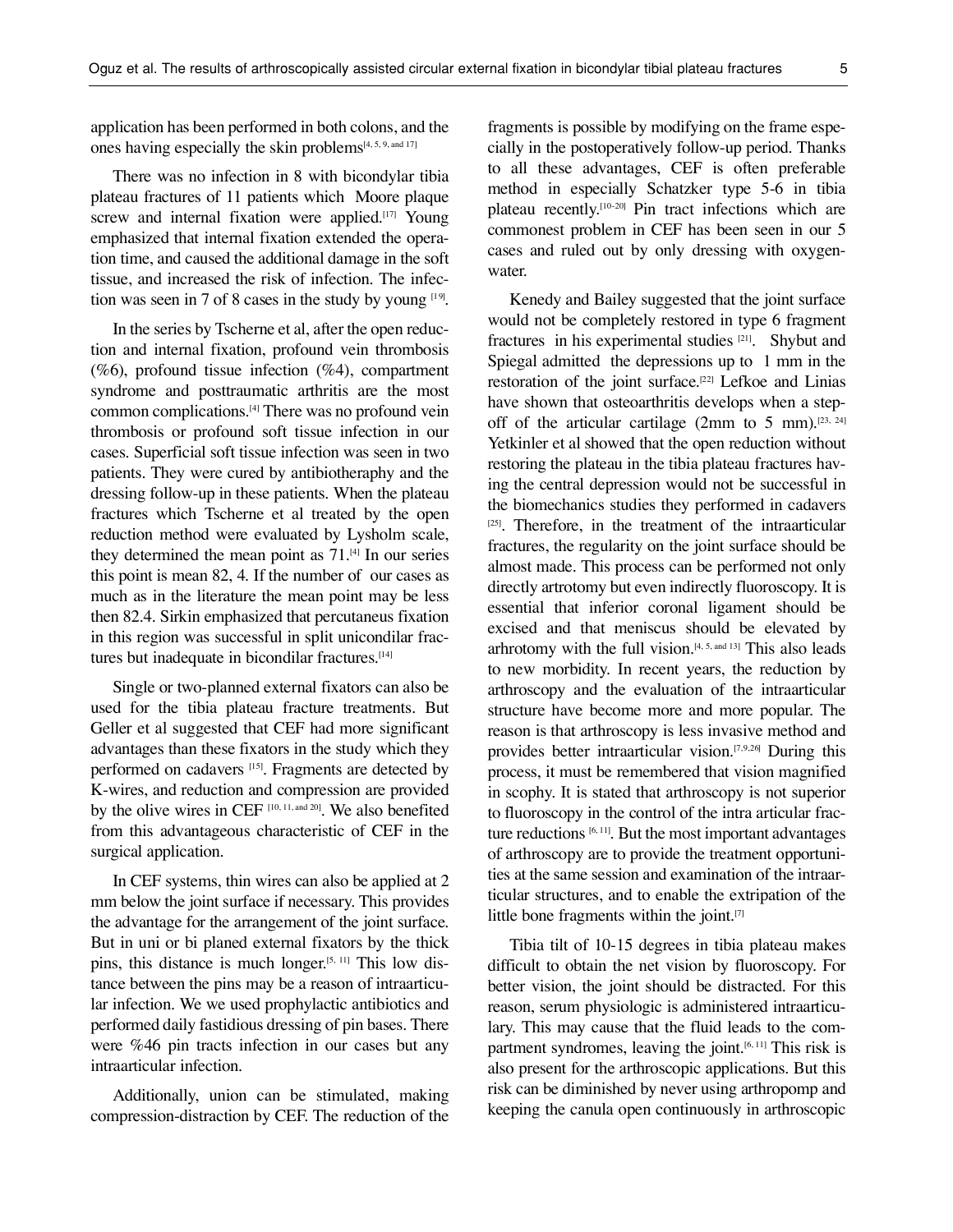application has been performed in both colons, and the ones having especially the skin problems[4, 5, 9, and 17]

There was no infection in 8 with bicondylar tibia plateau fractures of 11 patients which Moore plaque screw and internal fixation were applied.[17] Young emphasized that internal fixation extended the operation time, and caused the additional damage in the soft tissue, and increased the risk of infection. The infection was seen in 7 of 8 cases in the study by young [19].

In the series by Tscherne et al, after the open reduction and internal fixation, profound vein thrombosis (%6), profound tissue infection (%4), compartment syndrome and posttraumatic arthritis are the most common complications.[4] There was no profound vein thrombosis or profound soft tissue infection in our cases. Superficial soft tissue infection was seen in two patients. They were cured by antibiotheraphy and the dressing follow-up in these patients. When the plateau fractures which Tscherne et al treated by the open reduction method were evaluated by Lysholm scale, they determined the mean point as 71.[4] In our series this point is mean 82, 4. If the number of our cases as much as in the literature the mean point may be less then 82.4. Sirkin emphasized that percutaneus fixation in this region was successful in split unicondilar fractures but inadequate in bicondilar fractures.[14]

Single or two-planned external fixators can also be used for the tibia plateau fracture treatments. But Geller et al suggested that CEF had more significant advantages than these fixators in the study which they performed on cadavers [15]. Fragments are detected by K-wires, and reduction and compression are provided by the olive wires in CEF [10, 11, and 20]. We also benefited from this advantageous characteristic of CEF in the surgical application.

In CEF systems, thin wires can also be applied at 2 mm below the joint surface if necessary. This provides the advantage for the arrangement of the joint surface. But in uni or bi planed external fixators by the thick pins, this distance is much longer.[5, 11] This low distance between the pins may be a reason of intraarticular infection. We we used prophylactic antibiotics and performed daily fastidious dressing of pin bases. There were %46 pin tracts infection in our cases but any intraarticular infection.

Additionally, union can be stimulated, making compression-distraction by CEF. The reduction of the fragments is possible by modifying on the frame especially in the postoperatively follow-up period. Thanks to all these advantages, CEF is often preferable method in especially Schatzker type 5-6 in tibia plateau recently.[10-20] Pin tract infections which are commonest problem in CEF has been seen in our 5 cases and ruled out by only dressing with oxygen-water.

Kenedy and Bailey suggested that the joint surface would not be completely restored in type 6 fragment fractures in his experimental studies [21]. Shybut and Spiegal admitted the depressions up to 1 mm in the restoration of the joint surface.[22] Lefkoe and Linias have shown that osteoarthritis develops when a step-off of the articular cartilage (2mm to 5 mm).[23, 24] Yetkinler et al showed that the open reduction without restoring the plateau in the tibia plateau fractures having the central depression would not be successful in the biomechanics studies they performed in cadavers [25]. Therefore, in the treatment of the intraarticular fractures, the regularity on the joint surface should be almost made. This process can be performed not only directly artrotomy but even indirectly fluoroscopy. It is essential that inferior coronal ligament should be excised and that meniscus should be elevated by arhrotomy with the full vision.[4, 5, and 13] This also leads to new morbidity. In recent years, the reduction by arthroscopy and the evaluation of the intraarticular structure have become more and more popular. The reason is that arthroscopy is less invasive method and provides better intraarticular vision.[7,9,26] During this process, it must be remembered that vision magnified in scophy. It is stated that arthroscopy is not superior to fluoroscopy in the control of the intra articular fracture reductions [6, 11]. But the most important advantages of arthroscopy are to provide the treatment opportunities at the same session and examination of the intraarticular structures, and to enable the extripation of the little bone fragments within the joint.[7]

Tibia tilt of 10-15 degrees in tibia plateau makes difficult to obtain the net vision by fluoroscopy. For better vision, the joint should be distracted. For this reason, serum physiologic is administered intraarticulary. This may cause that the fluid leads to the compartment syndromes, leaving the joint.[6, 11] This risk is also present for the arthroscopic applications. But this risk can be diminished by never using arthropomp and keeping the canula open continuously in arthroscopic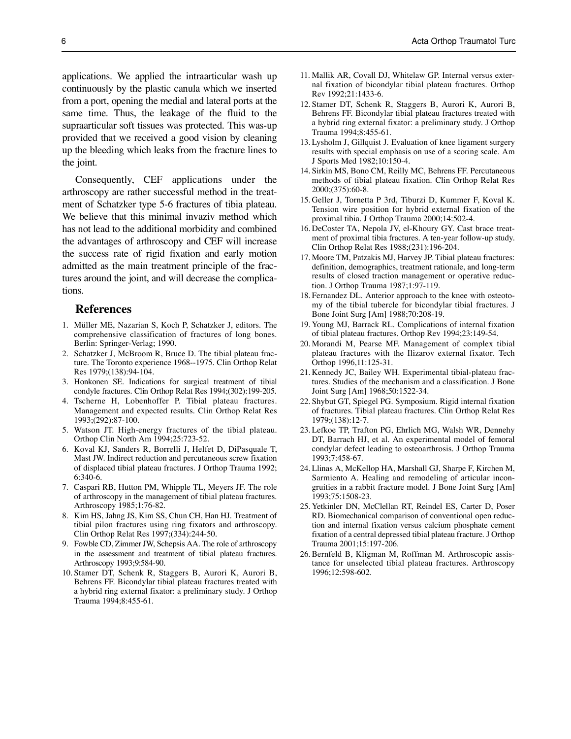applications. We applied the intraarticular wash up continuously by the plastic canula which we inserted from a port, opening the medial and lateral ports at the same time. Thus, the leakage of the fluid to the supraarticular soft tissues was protected. This was-up provided that we received a good vision by cleaning up the bleeding which leaks from the fracture lines to the joint.

Consequently, CEF applications under the arthroscopy are rather successful method in the treatment of Schatzker type 5-6 fractures of tibia plateau. We believe that this minimal invaziv method which has not lead to the additional morbidity and combined the advantages of arthroscopy and CEF will increase the success rate of rigid fixation and early motion admitted as the main treatment principle of the fractures around the joint, and will decrease the complications.

## References

1. Müller ME, Nazarian S, Koch P, Schatzker J, editors. The comprehensive classification of fractures of long bones. Berlin: Springer-Verlag; 1990.
2. Schatzker J, McBroom R, Bruce D. The tibial plateau fracture. The Toronto experience 1968--1975. Clin Orthop Relat Res 1979;(138):94-104.
3. Honkonen SE. Indications for surgical treatment of tibial condyle fractures. Clin Orthop Relat Res 1994;(302):199-205.
4. Tscherne H, Lobenhoffer P. Tibial plateau fractures. Management and expected results. Clin Orthop Relat Res 1993;(292):87-100.
5. Watson JT. High-energy fractures of the tibial plateau. Orthop Clin North Am 1994;25:723-52.
6. Koval KJ, Sanders R, Borrelli J, Helfet D, DiPasquale T, Mast JW. Indirect reduction and percutaneous screw fixation of displaced tibial plateau fractures. J Orthop Trauma 1992; 6:340-6.
7. Caspari RB, Hutton PM, Whipple TL, Meyers JF. The role of arthroscopy in the management of tibial plateau fractures. Arthroscopy 1985;1:76-82.
8. Kim HS, Jahng JS, Kim SS, Chun CH, Han HJ. Treatment of tibial pilon fractures using ring fixators and arthroscopy. Clin Orthop Relat Res 1997;(334):244-50.
9. Fowble CD, Zimmer JW, Schepsis AA. The role of arthroscopy in the assessment and treatment of tibial plateau fractures. Arthroscopy 1993;9:584-90.
10. Stamer DT, Schenk R, Staggers B, Aurori K, Aurori B, Behrens FF. Bicondylar tibial plateau fractures treated with a hybrid ring external fixator: a preliminary study. J Orthop Trauma 1994;8:455-61.
11. Mallik AR, Covall DJ, Whitelaw GP. Internal versus external fixation of bicondylar tibial plateau fractures. Orthop Rev 1992;21:1433-6.
12. Stamer DT, Schenk R, Staggers B, Aurori K, Aurori B, Behrens FF. Bicondylar tibial plateau fractures treated with a hybrid ring external fixator: a preliminary study. J Orthop Trauma 1994;8:455-61.
13. Lysholm J, Gillquist J. Evaluation of knee ligament surgery results with special emphasis on use of a scoring scale. Am J Sports Med 1982;10:150-4.
14. Sirkin MS, Bono CM, Reilly MC, Behrens FF. Percutaneous methods of tibial plateau fixation. Clin Orthop Relat Res 2000;(375):60-8.
15. Geller J, Tornetta P 3rd, Tiburzi D, Kummer F, Koval K. Tension wire position for hybrid external fixation of the proximal tibia. J Orthop Trauma 2000;14:502-4.
16. DeCoster TA, Nepola JV, el-Khoury GY. Cast brace treatment of proximal tibia fractures. A ten-year follow-up study. Clin Orthop Relat Res 1988;(231):196-204.
17. Moore TM, Patzakis MJ, Harvey JP. Tibial plateau fractures: definition, demographics, treatment rationale, and long-term results of closed traction management or operative reduction. J Orthop Trauma 1987;1:97-119.
18. Fernandez DL. Anterior approach to the knee with osteotomy of the tibial tubercle for bicondylar tibial fractures. J Bone Joint Surg [Am] 1988;70:208-19.
19. Young MJ, Barrack RL. Complications of internal fixation of tibial plateau fractures. Orthop Rev 1994;23:149-54.
20. Morandi M, Pearse MF. Management of complex tibial plateau fractures with the Ilizarov external fixator. Tech Orthop 1996,11:125-31.
21. Kennedy JC, Bailey WH. Experimental tibial-plateau fractures. Studies of the mechanism and a classification. J Bone Joint Surg [Am] 1968;50:1522-34.
22. Shybut GT, Spiegel PG. Symposium. Rigid internal fixation of fractures. Tibial plateau fractures. Clin Orthop Relat Res 1979;(138):12-7.
23. Lefkoe TP, Trafton PG, Ehrlich MG, Walsh WR, Dennehy DT, Barrach HJ, et al. An experimental model of femoral condylar defect leading to osteoarthrosis. J Orthop Trauma 1993;7:458-67.
24. Llinas A, McKellop HA, Marshall GJ, Sharpe F, Kirchen M, Sarmiento A. Healing and remodeling of articular incongruities in a rabbit fracture model. J Bone Joint Surg [Am] 1993;75:1508-23.
25. Yetkinler DN, McClellan RT, Reindel ES, Carter D, Poser RD. Biomechanical comparison of conventional open reduction and internal fixation versus calcium phosphate cement fixation of a central depressed tibial plateau fracture. J Orthop Trauma 2001;15:197-206.
26. Bernfeld B, Kligman M, Roffman M. Arthroscopic assistance for unselected tibial plateau fractures. Arthroscopy 1996;12:598-602.